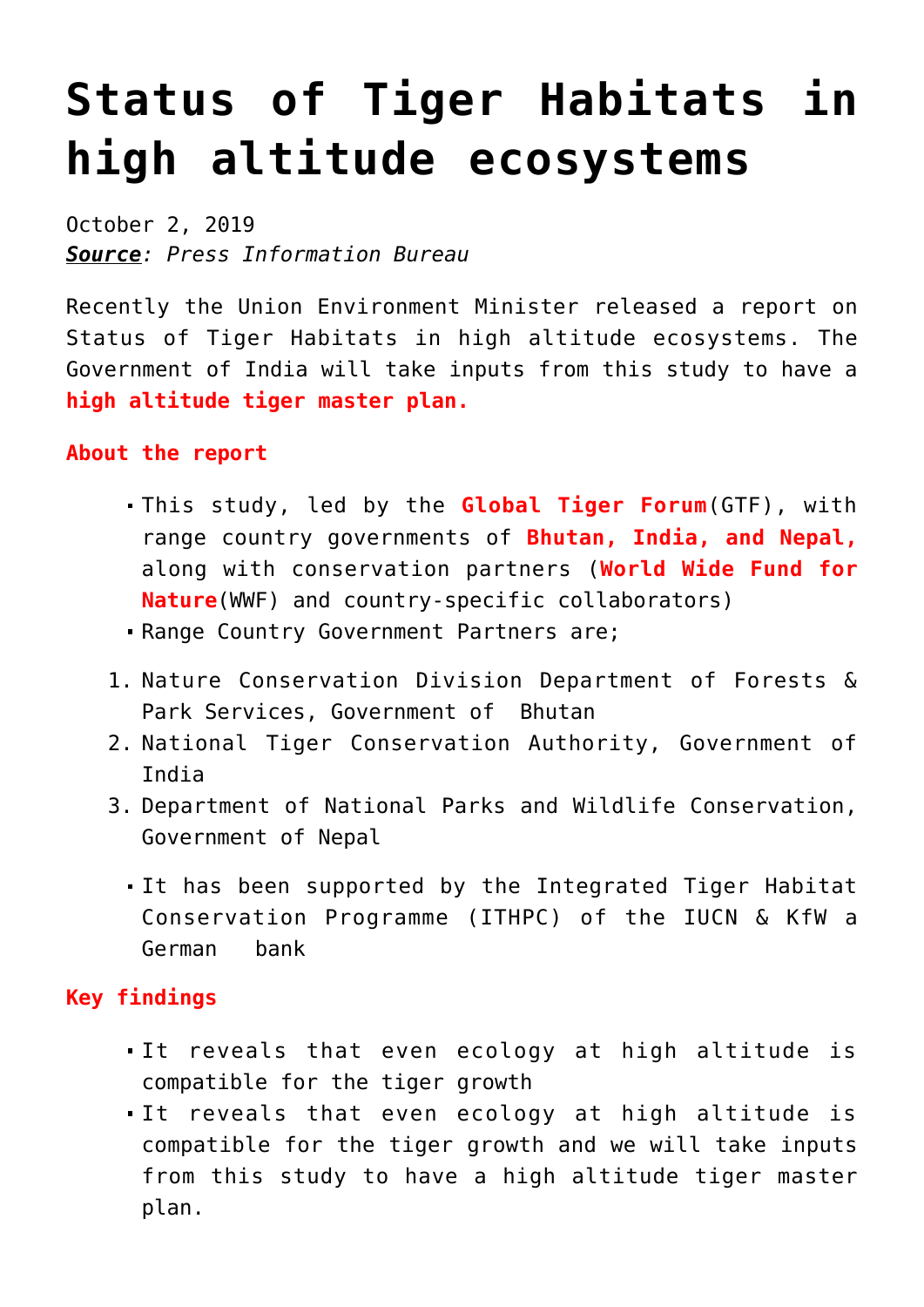# Status of Tiger Habitats in high altitude ecosystems

October 2, 2019
***Source**: Press Information Bureau*

Recently the Union Environment Minister released a report on Status of Tiger Habitats in high altitude ecosystems. The Government of India will take inputs from this study to have a **high altitude tiger master plan.**

**About the report**

- This study, led by the **Global Tiger Forum**(GTF), with range country governments of **Bhutan, India, and Nepal,** along with conservation partners (**World Wide Fund for Nature**(WWF) and country-specific collaborators)
- Range Country Government Partners are;

1. Nature Conservation Division Department of Forests & Park Services, Government of Bhutan
2. National Tiger Conservation Authority, Government of India
3. Department of National Parks and Wildlife Conservation, Government of Nepal

- It has been supported by the Integrated Tiger Habitat Conservation Programme (ITHPC) of the IUCN & KfW a German bank

**Key findings**

- It reveals that even ecology at high altitude is compatible for the tiger growth
- It reveals that even ecology at high altitude is compatible for the tiger growth and we will take inputs from this study to have a high altitude tiger master plan.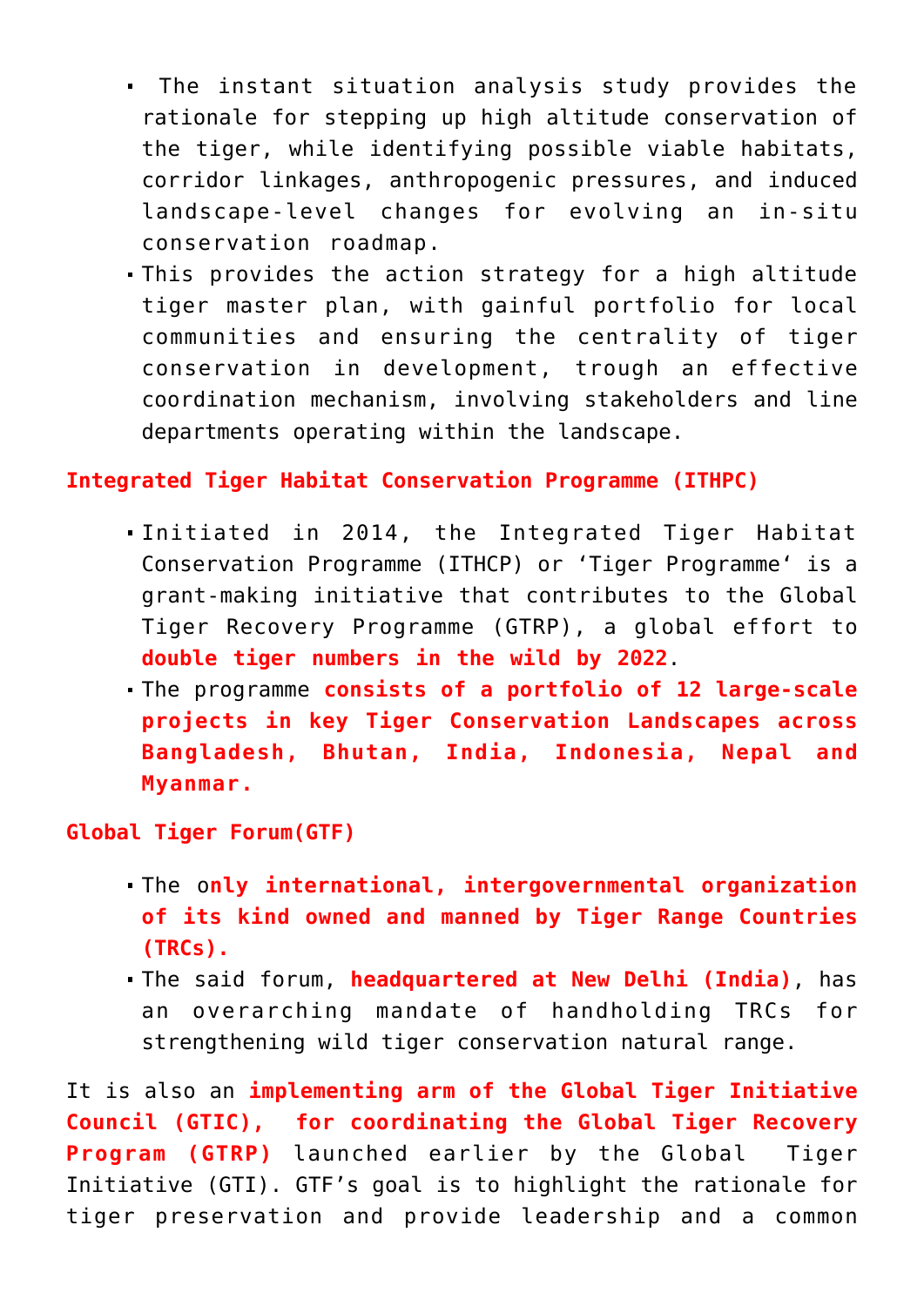- The instant situation analysis study provides the rationale for stepping up high altitude conservation of the tiger, while identifying possible viable habitats, corridor linkages, anthropogenic pressures, and induced landscape-level changes for evolving an in-situ conservation roadmap.
- This provides the action strategy for a high altitude tiger master plan, with gainful portfolio for local communities and ensuring the centrality of tiger conservation in development, trough an effective coordination mechanism, involving stakeholders and line departments operating within the landscape.

## Integrated Tiger Habitat Conservation Programme (ITHPC)

- Initiated in 2014, the Integrated Tiger Habitat Conservation Programme (ITHCP) or 'Tiger Programme' is a grant-making initiative that contributes to the Global Tiger Recovery Programme (GTRP), a global effort to **double tiger numbers in the wild by 2022**.
- The programme **consists of a portfolio of 12 large-scale projects in key Tiger Conservation Landscapes across Bangladesh, Bhutan, India, Indonesia, Nepal and Myanmar.**

## Global Tiger Forum(GTF)

- The o**nly international, intergovernmental organization of its kind owned and manned by Tiger Range Countries (TRCs).**
- The said forum, **headquartered at New Delhi (India)**, has an overarching mandate of handholding TRCs for strengthening wild tiger conservation natural range.

It is also an **implementing arm of the Global Tiger Initiative Council (GTIC), for coordinating the Global Tiger Recovery Program (GTRP)** launched earlier by the Global Tiger Initiative (GTI). GTF's goal is to highlight the rationale for tiger preservation and provide leadership and a common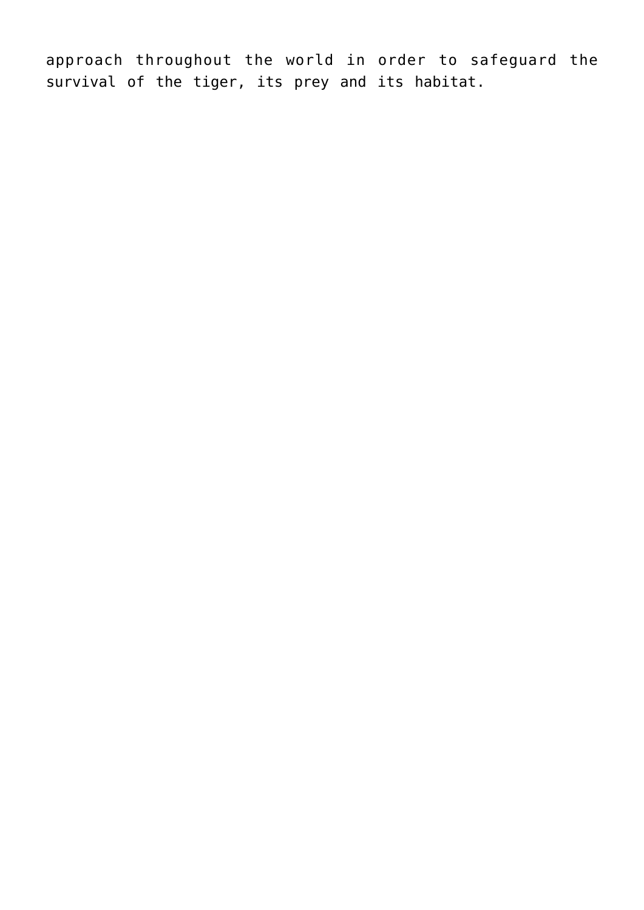approach throughout the world in order to safeguard the survival of the tiger, its prey and its habitat.